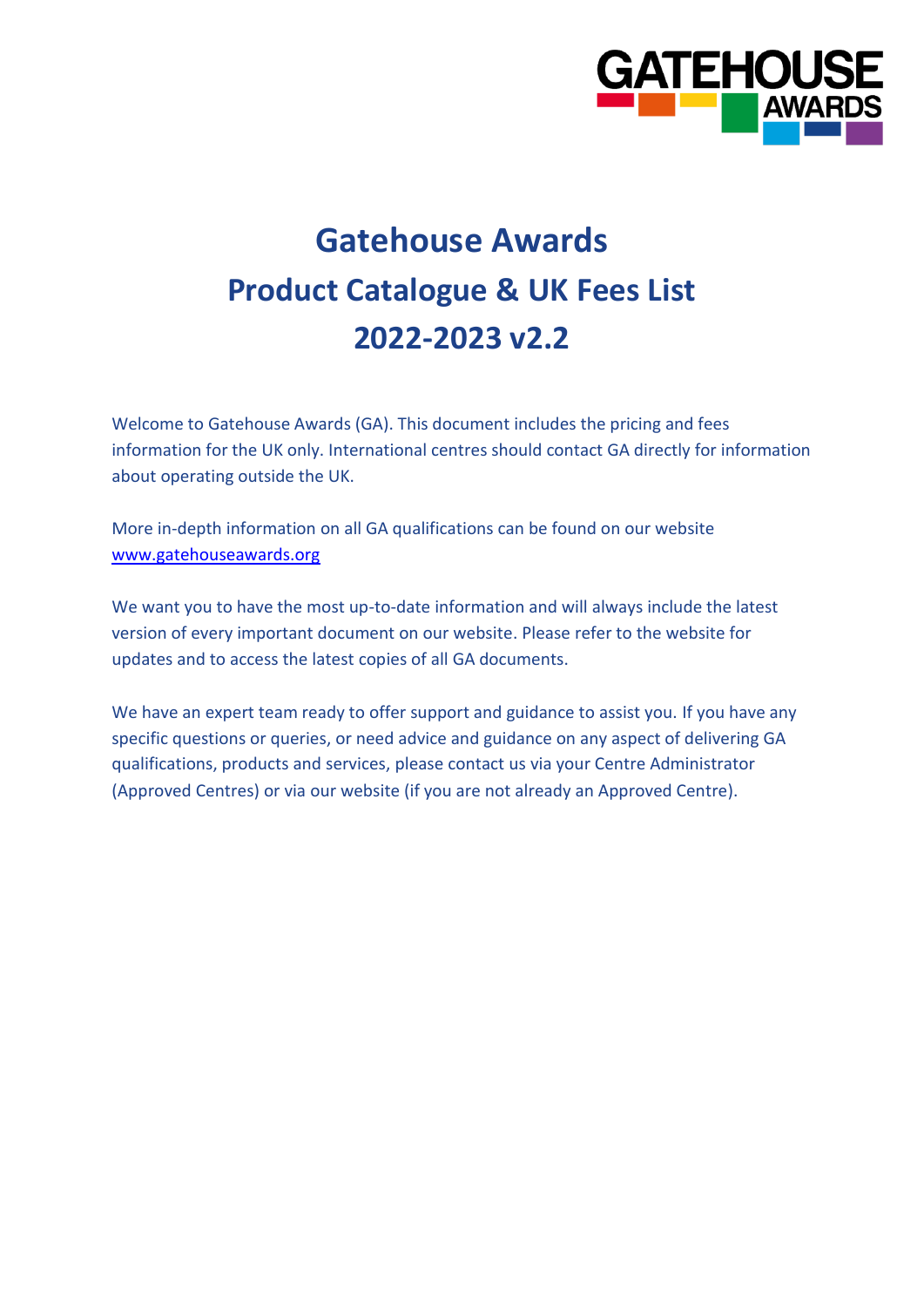# Gatehouse Awards
# Product Catalogue & UK Fees List
# 2022-2023 v2.2

Welcome to Gatehouse Awards (GA). This document includes the pricing and fees information for the UK only. International centres should contact GA directly for information about operating outside the UK.

More in-depth information on all GA qualifications can be found on our website [www.gatehouseawards.org](http://www.gatehouseawards.org)

We want you to have the most up-to-date information and will always include the latest version of every important document on our website. Please refer to the website for updates and to access the latest copies of all GA documents.

We have an expert team ready to offer support and guidance to assist you. If you have any specific questions or queries, or need advice and guidance on any aspect of delivering GA qualifications, products and services, please contact us via your Centre Administrator (Approved Centres) or via our website (if you are not already an Approved Centre).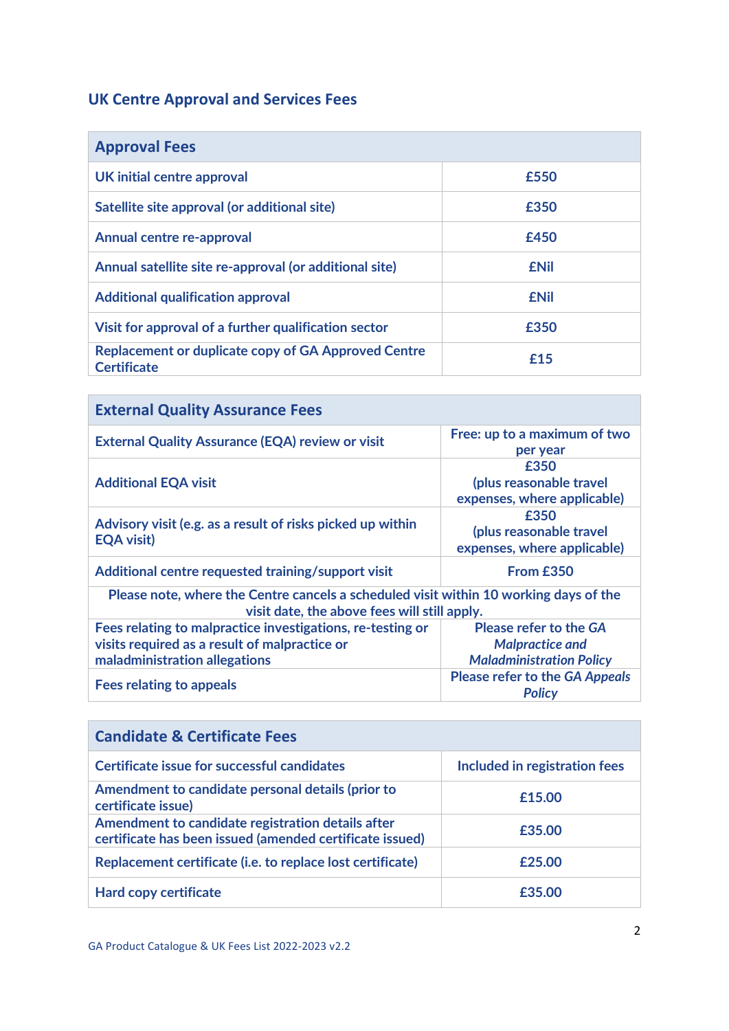## UK Centre Approval and Services Fees

| Approval Fees | |
|---|---|
| UK initial centre approval | £550 |
| Satellite site approval (or additional site) | £350 |
| Annual centre re-approval | £450 |
| Annual satellite site re-approval (or additional site) | £Nil |
| Additional qualification approval | £Nil |
| Visit for approval of a further qualification sector | £350 |
| Replacement or duplicate copy of GA Approved Centre Certificate | £15 |

| External Quality Assurance Fees | |
|---|---|
| External Quality Assurance (EQA) review or visit | Free: up to a maximum of two per year |
| Additional EQA visit | £350 (plus reasonable travel expenses, where applicable) |
| Advisory visit (e.g. as a result of risks picked up within EQA visit) | £350 (plus reasonable travel expenses, where applicable) |
| Additional centre requested training/support visit | From £350 |
| Please note, where the Centre cancels a scheduled visit within 10 working days of the visit date, the above fees will still apply. | |
| Fees relating to malpractice investigations, re-testing or visits required as a result of malpractice or maladministration allegations | Please refer to the *GA Malpractice and Maladministration Policy* |
| Fees relating to appeals | Please refer to the *GA Appeals Policy* |

| Candidate & Certificate Fees | |
|---|---|
| Certificate issue for successful candidates | Included in registration fees |
| Amendment to candidate personal details (prior to certificate issue) | £15.00 |
| Amendment to candidate registration details after certificate has been issued (amended certificate issued) | £35.00 |
| Replacement certificate (i.e. to replace lost certificate) | £25.00 |
| Hard copy certificate | £35.00 |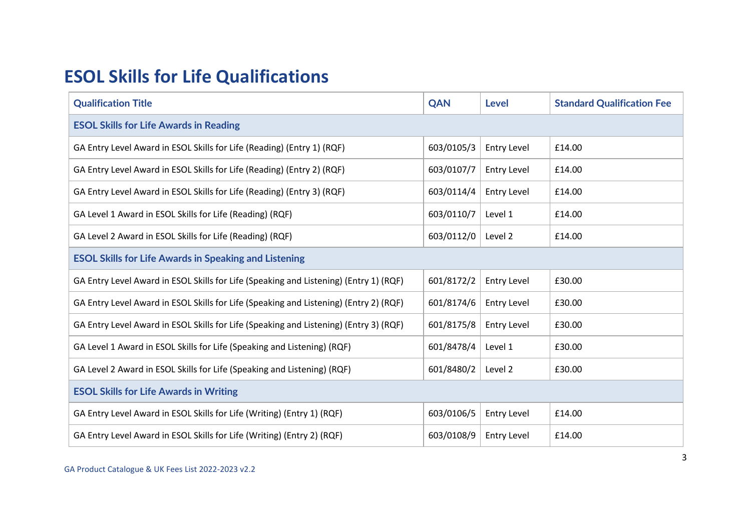# ESOL Skills for Life Qualifications

| Qualification Title | QAN | Level | Standard Qualification Fee |
|---|---|---|---|
| **ESOL Skills for Life Awards in Reading** | | | |
| GA Entry Level Award in ESOL Skills for Life (Reading) (Entry 1) (RQF) | 603/0105/3 | Entry Level | £14.00 |
| GA Entry Level Award in ESOL Skills for Life (Reading) (Entry 2) (RQF) | 603/0107/7 | Entry Level | £14.00 |
| GA Entry Level Award in ESOL Skills for Life (Reading) (Entry 3) (RQF) | 603/0114/4 | Entry Level | £14.00 |
| GA Level 1 Award in ESOL Skills for Life (Reading) (RQF) | 603/0110/7 | Level 1 | £14.00 |
| GA Level 2 Award in ESOL Skills for Life (Reading) (RQF) | 603/0112/0 | Level 2 | £14.00 |
| **ESOL Skills for Life Awards in Speaking and Listening** | | | |
| GA Entry Level Award in ESOL Skills for Life (Speaking and Listening) (Entry 1) (RQF) | 601/8172/2 | Entry Level | £30.00 |
| GA Entry Level Award in ESOL Skills for Life (Speaking and Listening) (Entry 2) (RQF) | 601/8174/6 | Entry Level | £30.00 |
| GA Entry Level Award in ESOL Skills for Life (Speaking and Listening) (Entry 3) (RQF) | 601/8175/8 | Entry Level | £30.00 |
| GA Level 1 Award in ESOL Skills for Life (Speaking and Listening) (RQF) | 601/8478/4 | Level 1 | £30.00 |
| GA Level 2 Award in ESOL Skills for Life (Speaking and Listening) (RQF) | 601/8480/2 | Level 2 | £30.00 |
| **ESOL Skills for Life Awards in Writing** | | | |
| GA Entry Level Award in ESOL Skills for Life (Writing) (Entry 1) (RQF) | 603/0106/5 | Entry Level | £14.00 |
| GA Entry Level Award in ESOL Skills for Life (Writing) (Entry 2) (RQF) | 603/0108/9 | Entry Level | £14.00 |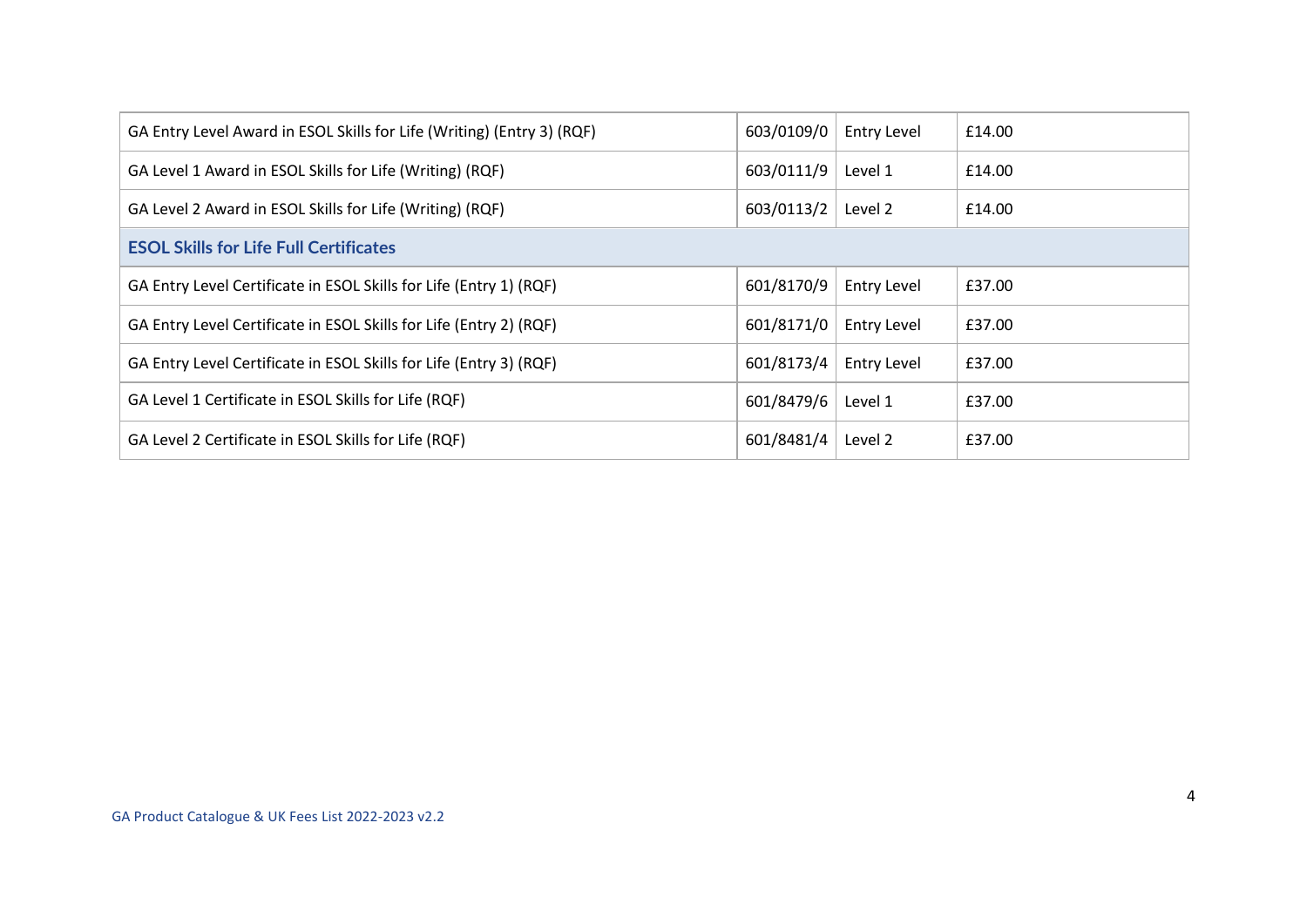| | | | |
|---|---|---|---|
| GA Entry Level Award in ESOL Skills for Life (Writing) (Entry 3) (RQF) | 603/0109/0 | Entry Level | £14.00 |
| GA Level 1 Award in ESOL Skills for Life (Writing) (RQF) | 603/0111/9 | Level 1 | £14.00 |
| GA Level 2 Award in ESOL Skills for Life (Writing) (RQF) | 603/0113/2 | Level 2 | £14.00 |
| **ESOL Skills for Life Full Certificates** | | | |
| GA Entry Level Certificate in ESOL Skills for Life (Entry 1) (RQF) | 601/8170/9 | Entry Level | £37.00 |
| GA Entry Level Certificate in ESOL Skills for Life (Entry 2) (RQF) | 601/8171/0 | Entry Level | £37.00 |
| GA Entry Level Certificate in ESOL Skills for Life (Entry 3) (RQF) | 601/8173/4 | Entry Level | £37.00 |
| GA Level 1 Certificate in ESOL Skills for Life (RQF) | 601/8479/6 | Level 1 | £37.00 |
| GA Level 2 Certificate in ESOL Skills for Life (RQF) | 601/8481/4 | Level 2 | £37.00 |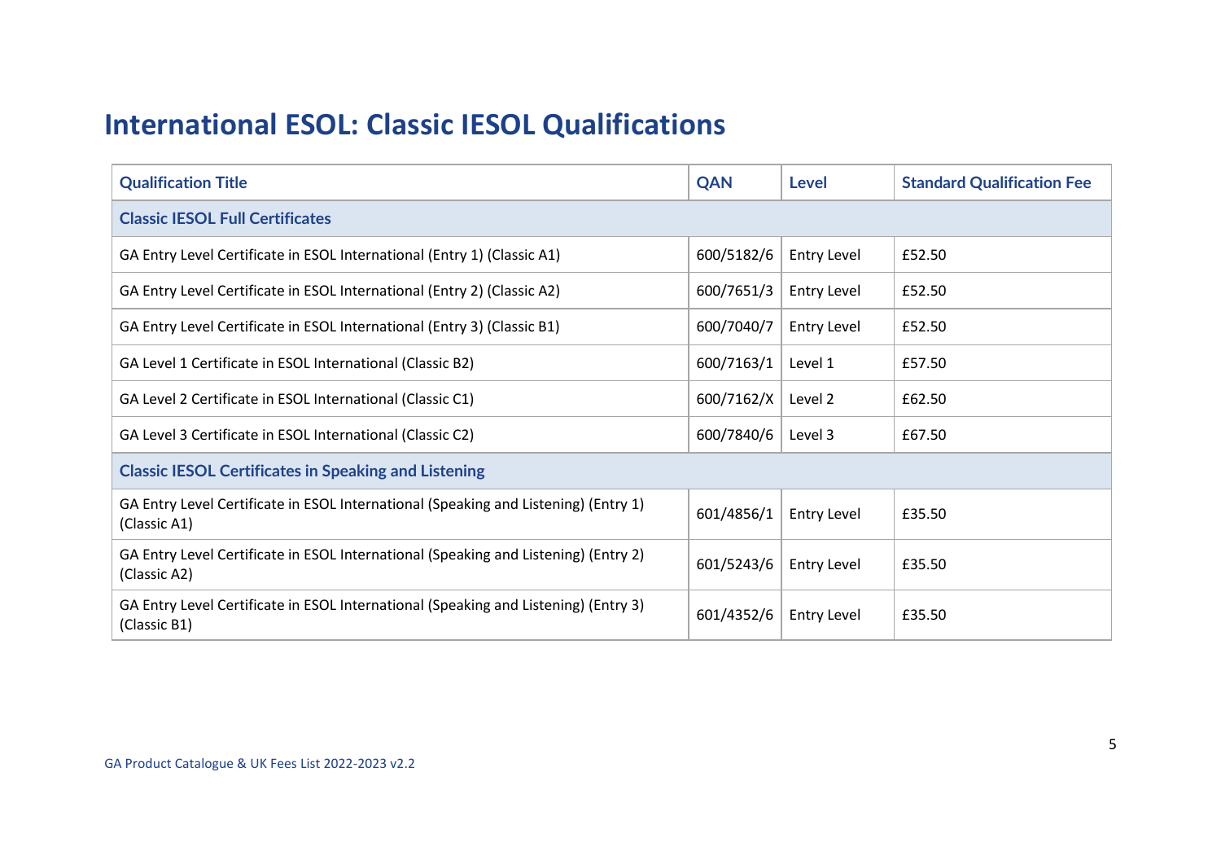# International ESOL: Classic IESOL Qualifications

| Qualification Title | QAN | Level | Standard Qualification Fee |
|---|---|---|---|
| **Classic IESOL Full Certificates** | | | |
| GA Entry Level Certificate in ESOL International (Entry 1) (Classic A1) | 600/5182/6 | Entry Level | £52.50 |
| GA Entry Level Certificate in ESOL International (Entry 2) (Classic A2) | 600/7651/3 | Entry Level | £52.50 |
| GA Entry Level Certificate in ESOL International (Entry 3) (Classic B1) | 600/7040/7 | Entry Level | £52.50 |
| GA Level 1 Certificate in ESOL International (Classic B2) | 600/7163/1 | Level 1 | £57.50 |
| GA Level 2 Certificate in ESOL International (Classic C1) | 600/7162/X | Level 2 | £62.50 |
| GA Level 3 Certificate in ESOL International (Classic C2) | 600/7840/6 | Level 3 | £67.50 |
| **Classic IESOL Certificates in Speaking and Listening** | | | |
| GA Entry Level Certificate in ESOL International (Speaking and Listening) (Entry 1) (Classic A1) | 601/4856/1 | Entry Level | £35.50 |
| GA Entry Level Certificate in ESOL International (Speaking and Listening) (Entry 2) (Classic A2) | 601/5243/6 | Entry Level | £35.50 |
| GA Entry Level Certificate in ESOL International (Speaking and Listening) (Entry 3) (Classic B1) | 601/4352/6 | Entry Level | £35.50 |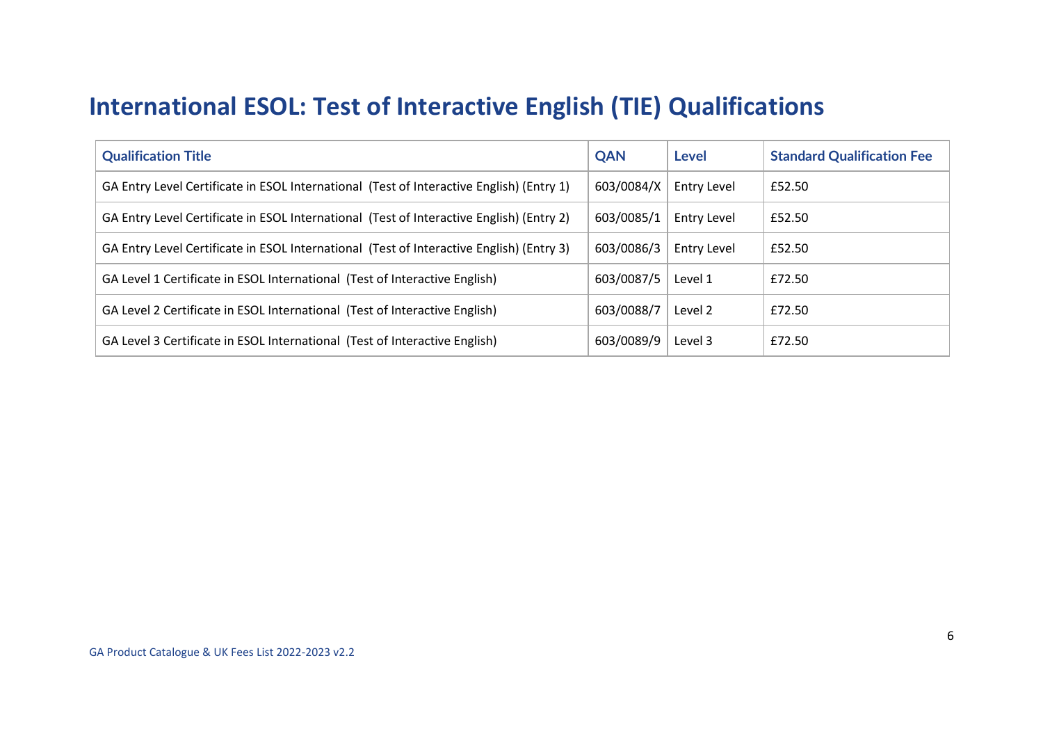# International ESOL: Test of Interactive English (TIE) Qualifications

| Qualification Title | QAN | Level | Standard Qualification Fee |
|---|---|---|---|
| GA Entry Level Certificate in ESOL International (Test of Interactive English) (Entry 1) | 603/0084/X | Entry Level | £52.50 |
| GA Entry Level Certificate in ESOL International (Test of Interactive English) (Entry 2) | 603/0085/1 | Entry Level | £52.50 |
| GA Entry Level Certificate in ESOL International (Test of Interactive English) (Entry 3) | 603/0086/3 | Entry Level | £52.50 |
| GA Level 1 Certificate in ESOL International (Test of Interactive English) | 603/0087/5 | Level 1 | £72.50 |
| GA Level 2 Certificate in ESOL International (Test of Interactive English) | 603/0088/7 | Level 2 | £72.50 |
| GA Level 3 Certificate in ESOL International (Test of Interactive English) | 603/0089/9 | Level 3 | £72.50 |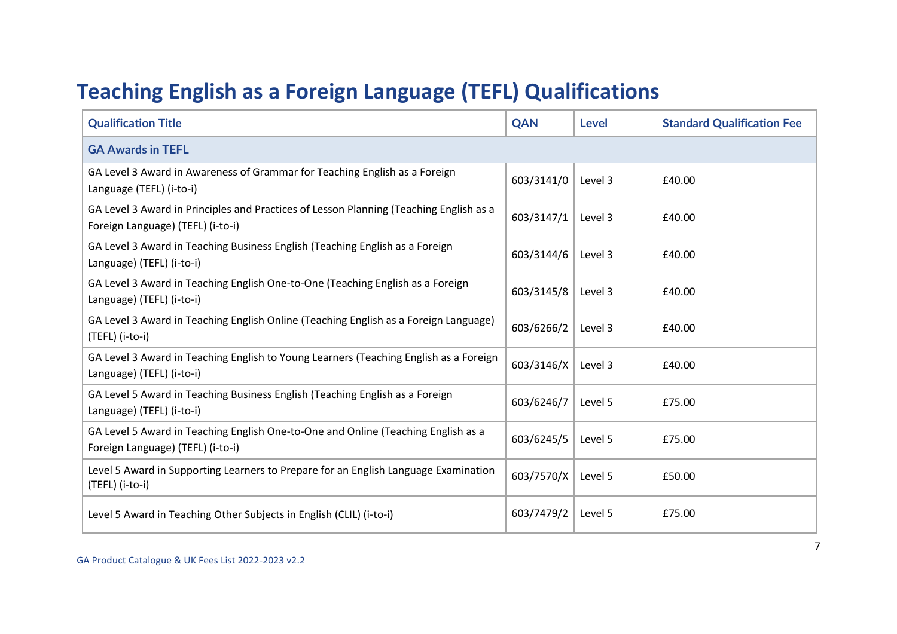# Teaching English as a Foreign Language (TEFL) Qualifications

| Qualification Title | QAN | Level | Standard Qualification Fee |
|---|---|---|---|
| **GA Awards in TEFL** | | | |
| GA Level 3 Award in Awareness of Grammar for Teaching English as a Foreign Language (TEFL) (i-to-i) | 603/3141/0 | Level 3 | £40.00 |
| GA Level 3 Award in Principles and Practices of Lesson Planning (Teaching English as a Foreign Language) (TEFL) (i-to-i) | 603/3147/1 | Level 3 | £40.00 |
| GA Level 3 Award in Teaching Business English (Teaching English as a Foreign Language) (TEFL) (i-to-i) | 603/3144/6 | Level 3 | £40.00 |
| GA Level 3 Award in Teaching English One-to-One (Teaching English as a Foreign Language) (TEFL) (i-to-i) | 603/3145/8 | Level 3 | £40.00 |
| GA Level 3 Award in Teaching English Online (Teaching English as a Foreign Language) (TEFL) (i-to-i) | 603/6266/2 | Level 3 | £40.00 |
| GA Level 3 Award in Teaching English to Young Learners (Teaching English as a Foreign Language) (TEFL) (i-to-i) | 603/3146/X | Level 3 | £40.00 |
| GA Level 5 Award in Teaching Business English (Teaching English as a Foreign Language) (TEFL) (i-to-i) | 603/6246/7 | Level 5 | £75.00 |
| GA Level 5 Award in Teaching English One-to-One and Online (Teaching English as a Foreign Language) (TEFL) (i-to-i) | 603/6245/5 | Level 5 | £75.00 |
| Level 5 Award in Supporting Learners to Prepare for an English Language Examination (TEFL) (i-to-i) | 603/7570/X | Level 5 | £50.00 |
| Level 5 Award in Teaching Other Subjects in English (CLIL) (i-to-i) | 603/7479/2 | Level 5 | £75.00 |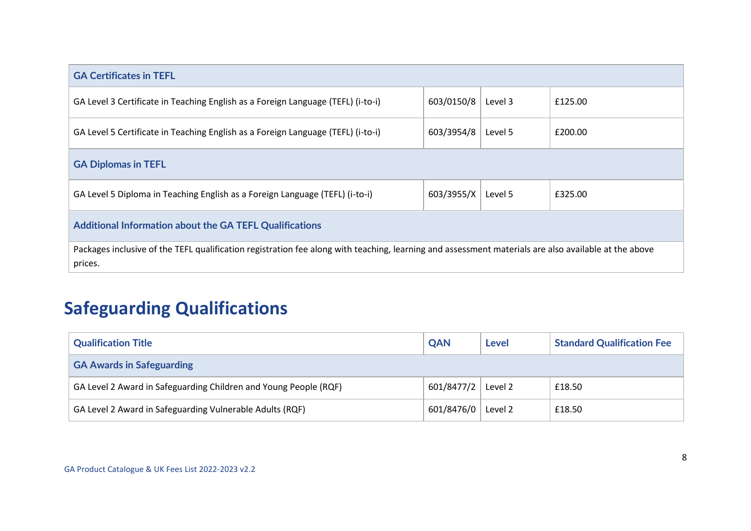| GA Certificates in TEFL | | | |
|---|---|---|---|
| GA Level 3 Certificate in Teaching English as a Foreign Language (TEFL) (i-to-i) | 603/0150/8 | Level 3 | £125.00 |
| GA Level 5 Certificate in Teaching English as a Foreign Language (TEFL) (i-to-i) | 603/3954/8 | Level 5 | £200.00 |
| **GA Diplomas in TEFL** | | | |
| GA Level 5 Diploma in Teaching English as a Foreign Language (TEFL) (i-to-i) | 603/3955/X | Level 5 | £325.00 |
| **Additional Information about the GA TEFL Qualifications** | | | |
| Packages inclusive of the TEFL qualification registration fee along with teaching, learning and assessment materials are also available at the above prices. | | | |

# Safeguarding Qualifications

| Qualification Title | QAN | Level | Standard Qualification Fee |
|---|---|---|---|
| **GA Awards in Safeguarding** | | | |
| GA Level 2 Award in Safeguarding Children and Young People (RQF) | 601/8477/2 | Level 2 | £18.50 |
| GA Level 2 Award in Safeguarding Vulnerable Adults (RQF) | 601/8476/0 | Level 2 | £18.50 |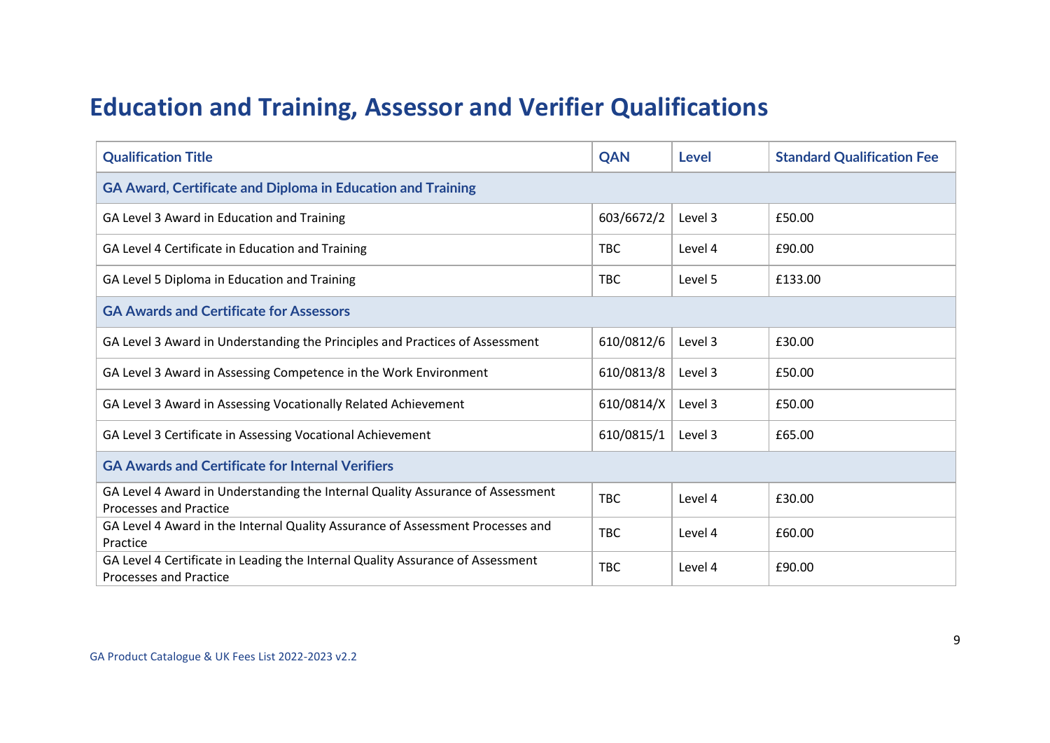# Education and Training, Assessor and Verifier Qualifications

| Qualification Title | QAN | Level | Standard Qualification Fee |
|---|---|---|---|
| **GA Award, Certificate and Diploma in Education and Training** | | | |
| GA Level 3 Award in Education and Training | 603/6672/2 | Level 3 | £50.00 |
| GA Level 4 Certificate in Education and Training | TBC | Level 4 | £90.00 |
| GA Level 5 Diploma in Education and Training | TBC | Level 5 | £133.00 |
| **GA Awards and Certificate for Assessors** | | | |
| GA Level 3 Award in Understanding the Principles and Practices of Assessment | 610/0812/6 | Level 3 | £30.00 |
| GA Level 3 Award in Assessing Competence in the Work Environment | 610/0813/8 | Level 3 | £50.00 |
| GA Level 3 Award in Assessing Vocationally Related Achievement | 610/0814/X | Level 3 | £50.00 |
| GA Level 3 Certificate in Assessing Vocational Achievement | 610/0815/1 | Level 3 | £65.00 |
| **GA Awards and Certificate for Internal Verifiers** | | | |
| GA Level 4 Award in Understanding the Internal Quality Assurance of Assessment Processes and Practice | TBC | Level 4 | £30.00 |
| GA Level 4 Award in the Internal Quality Assurance of Assessment Processes and Practice | TBC | Level 4 | £60.00 |
| GA Level 4 Certificate in Leading the Internal Quality Assurance of Assessment Processes and Practice | TBC | Level 4 | £90.00 |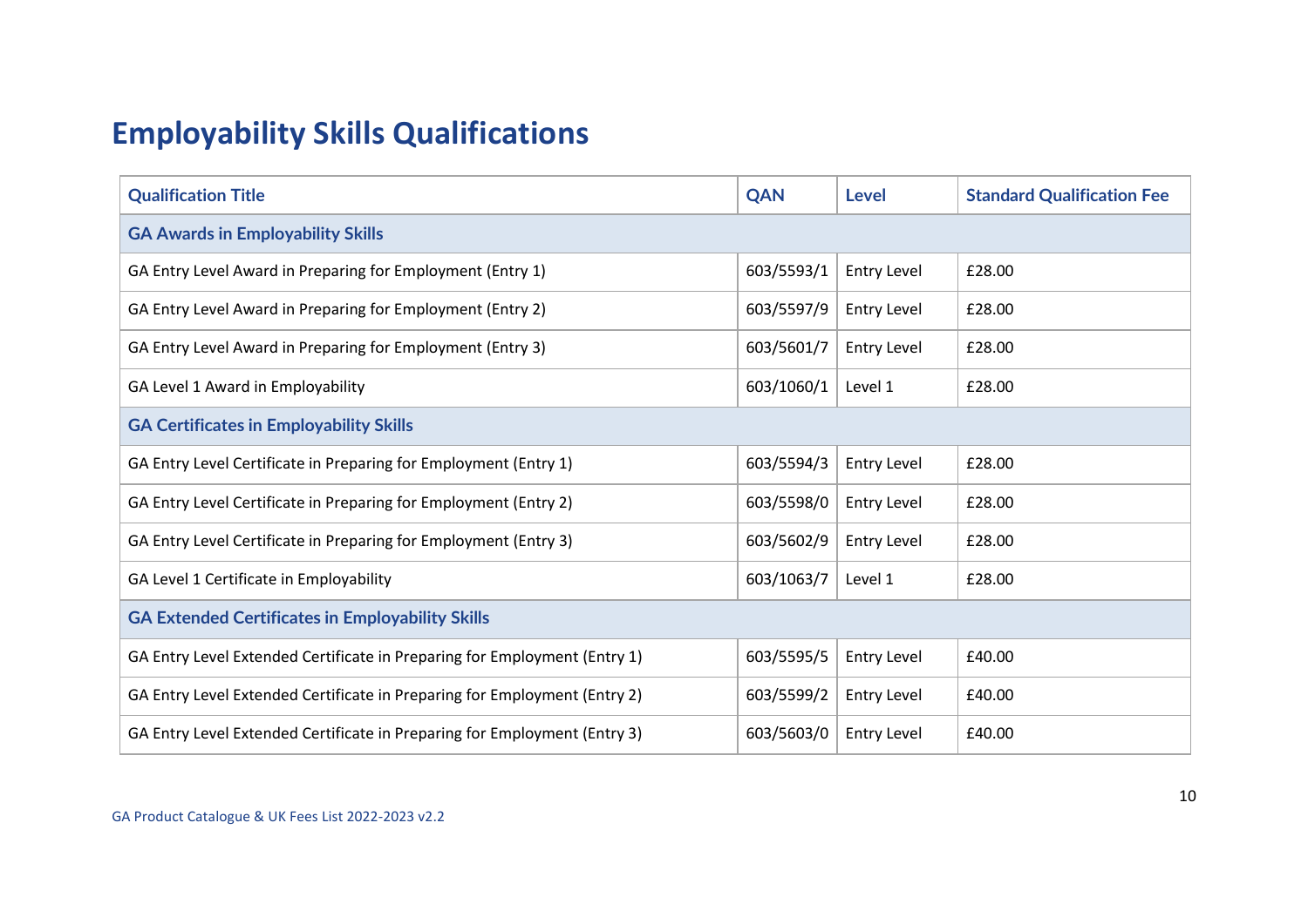# Employability Skills Qualifications

| Qualification Title | QAN | Level | Standard Qualification Fee |
|---|---|---|---|
| **GA Awards in Employability Skills** | | | |
| GA Entry Level Award in Preparing for Employment (Entry 1) | 603/5593/1 | Entry Level | £28.00 |
| GA Entry Level Award in Preparing for Employment (Entry 2) | 603/5597/9 | Entry Level | £28.00 |
| GA Entry Level Award in Preparing for Employment (Entry 3) | 603/5601/7 | Entry Level | £28.00 |
| GA Level 1 Award in Employability | 603/1060/1 | Level 1 | £28.00 |
| **GA Certificates in Employability Skills** | | | |
| GA Entry Level Certificate in Preparing for Employment (Entry 1) | 603/5594/3 | Entry Level | £28.00 |
| GA Entry Level Certificate in Preparing for Employment (Entry 2) | 603/5598/0 | Entry Level | £28.00 |
| GA Entry Level Certificate in Preparing for Employment (Entry 3) | 603/5602/9 | Entry Level | £28.00 |
| GA Level 1 Certificate in Employability | 603/1063/7 | Level 1 | £28.00 |
| **GA Extended Certificates in Employability Skills** | | | |
| GA Entry Level Extended Certificate in Preparing for Employment (Entry 1) | 603/5595/5 | Entry Level | £40.00 |
| GA Entry Level Extended Certificate in Preparing for Employment (Entry 2) | 603/5599/2 | Entry Level | £40.00 |
| GA Entry Level Extended Certificate in Preparing for Employment (Entry 3) | 603/5603/0 | Entry Level | £40.00 |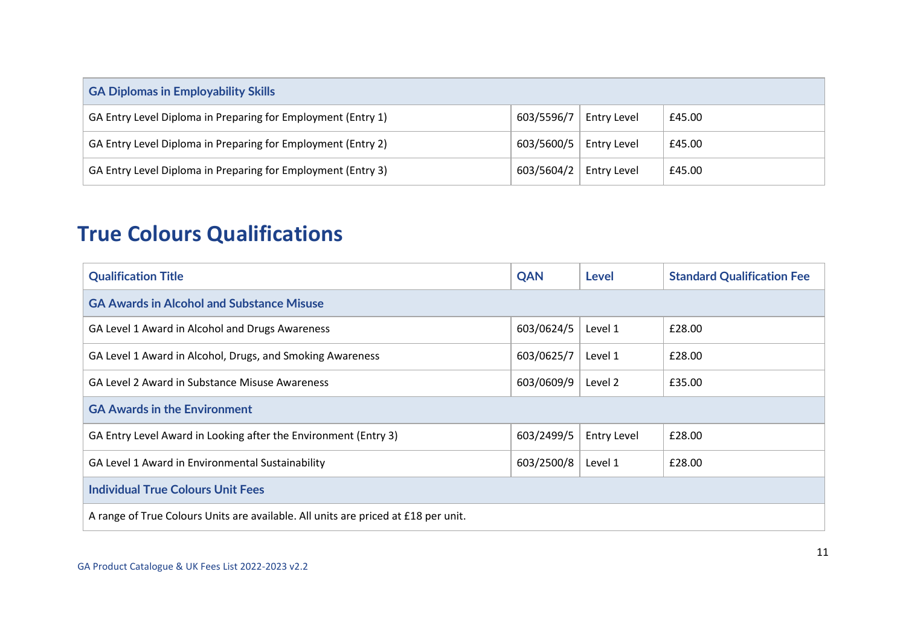| GA Diplomas in Employability Skills | | | |
|---|---|---|---|
| GA Entry Level Diploma in Preparing for Employment (Entry 1) | 603/5596/7 | Entry Level | £45.00 |
| GA Entry Level Diploma in Preparing for Employment (Entry 2) | 603/5600/5 | Entry Level | £45.00 |
| GA Entry Level Diploma in Preparing for Employment (Entry 3) | 603/5604/2 | Entry Level | £45.00 |

# True Colours Qualifications

| Qualification Title | QAN | Level | Standard Qualification Fee |
|---|---|---|---|
| **GA Awards in Alcohol and Substance Misuse** | | | |
| GA Level 1 Award in Alcohol and Drugs Awareness | 603/0624/5 | Level 1 | £28.00 |
| GA Level 1 Award in Alcohol, Drugs, and Smoking Awareness | 603/0625/7 | Level 1 | £28.00 |
| GA Level 2 Award in Substance Misuse Awareness | 603/0609/9 | Level 2 | £35.00 |
| **GA Awards in the Environment** | | | |
| GA Entry Level Award in Looking after the Environment (Entry 3) | 603/2499/5 | Entry Level | £28.00 |
| GA Level 1 Award in Environmental Sustainability | 603/2500/8 | Level 1 | £28.00 |
| **Individual True Colours Unit Fees** | | | |
| A range of True Colours Units are available. All units are priced at £18 per unit. | | | |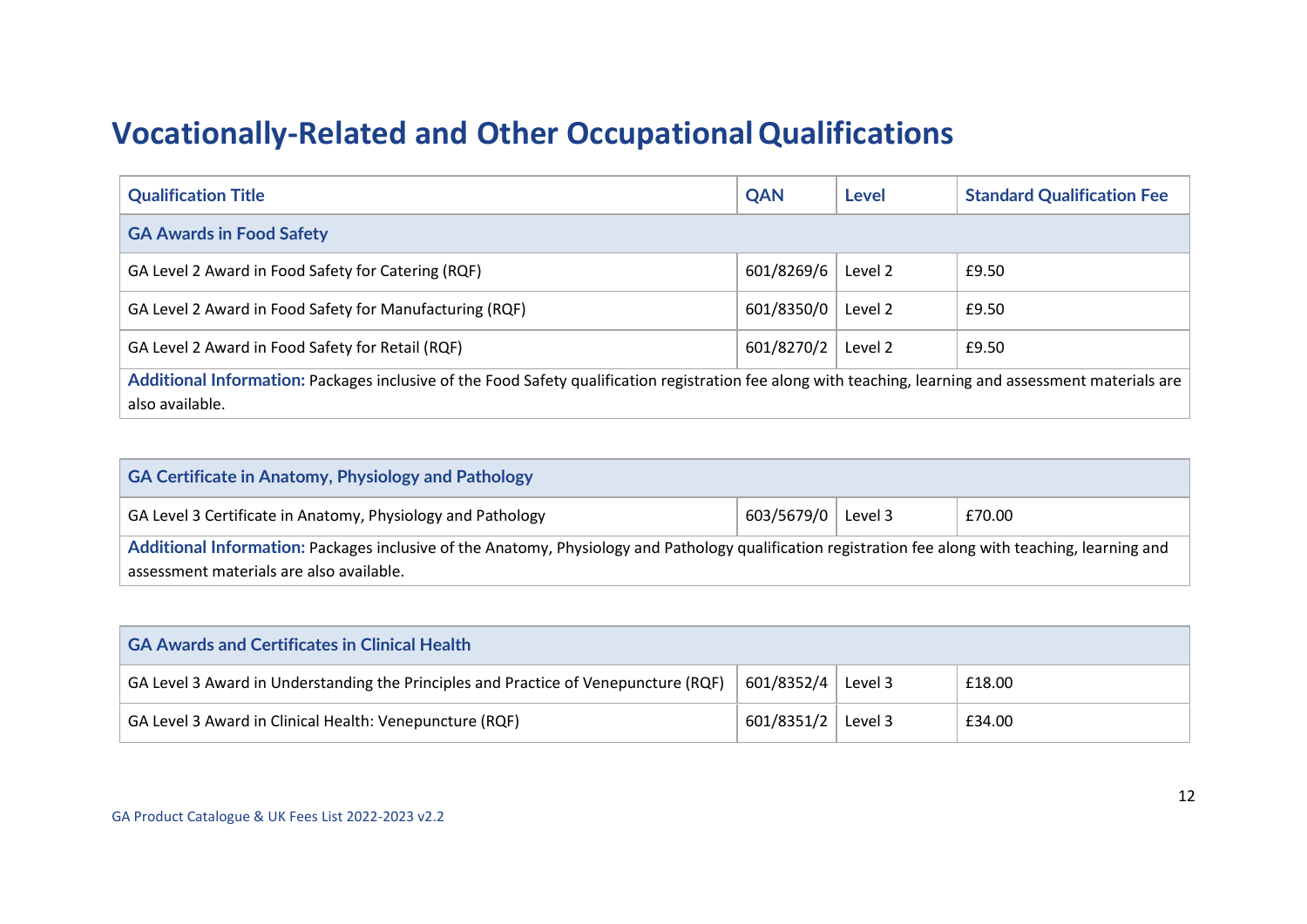# Vocationally-Related and Other Occupational Qualifications

| Qualification Title | QAN | Level | Standard Qualification Fee |
|---|---|---|---|
| **GA Awards in Food Safety** | | | |
| GA Level 2 Award in Food Safety for Catering (RQF) | 601/8269/6 | Level 2 | £9.50 |
| GA Level 2 Award in Food Safety for Manufacturing (RQF) | 601/8350/0 | Level 2 | £9.50 |
| GA Level 2 Award in Food Safety for Retail (RQF) | 601/8270/2 | Level 2 | £9.50 |
| **Additional Information:** Packages inclusive of the Food Safety qualification registration fee along with teaching, learning and assessment materials are also available. | | | |

| GA Certificate in Anatomy, Physiology and Pathology | | | |
|---|---|---|---|
| GA Level 3 Certificate in Anatomy, Physiology and Pathology | 603/5679/0 | Level 3 | £70.00 |
| **Additional Information:** Packages inclusive of the Anatomy, Physiology and Pathology qualification registration fee along with teaching, learning and assessment materials are also available. | | | |

| GA Awards and Certificates in Clinical Health | | | |
|---|---|---|---|
| GA Level 3 Award in Understanding the Principles and Practice of Venepuncture (RQF) | 601/8352/4 | Level 3 | £18.00 |
| GA Level 3 Award in Clinical Health: Venepuncture (RQF) | 601/8351/2 | Level 3 | £34.00 |

GA Product Catalogue & UK Fees List 2022-2023 v2.2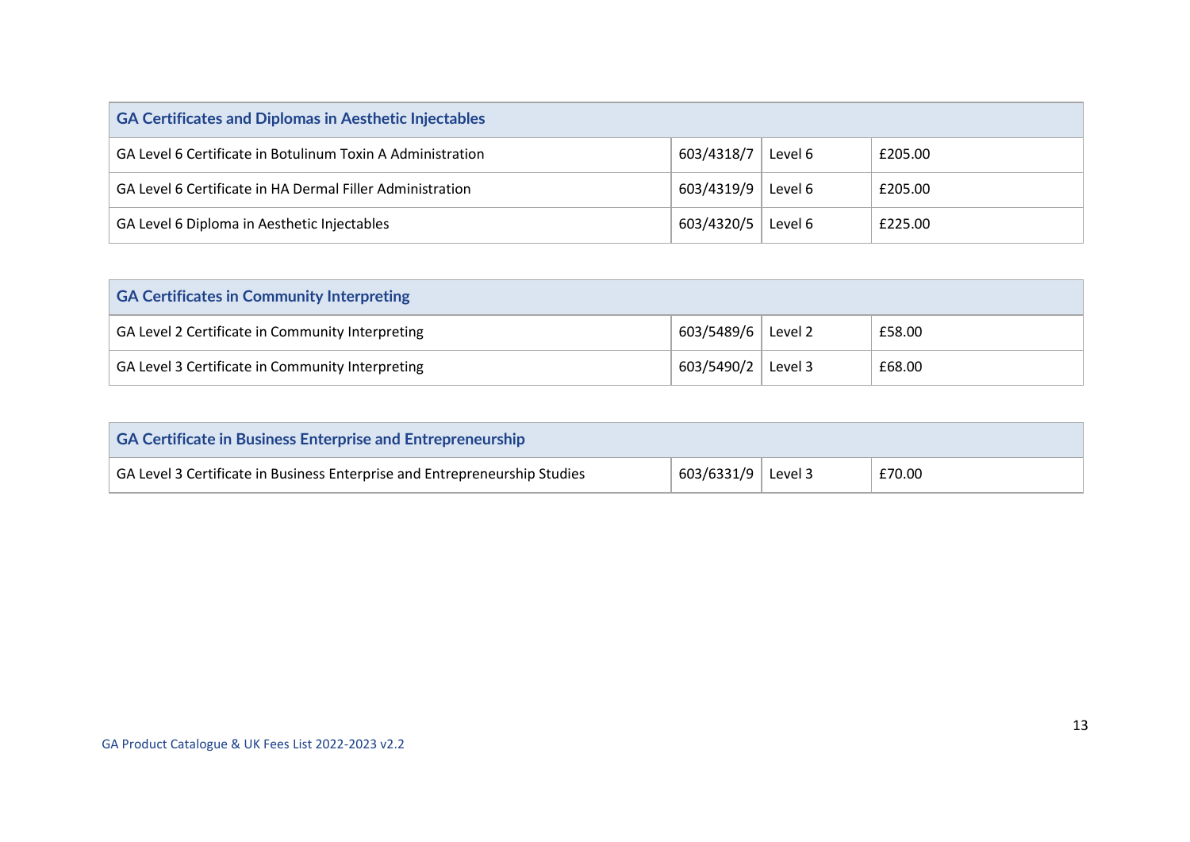| GA Certificates and Diplomas in Aesthetic Injectables | | | |
|---|---|---|---|
| GA Level 6 Certificate in Botulinum Toxin A Administration | 603/4318/7 | Level 6 | £205.00 |
| GA Level 6 Certificate in HA Dermal Filler Administration | 603/4319/9 | Level 6 | £205.00 |
| GA Level 6 Diploma in Aesthetic Injectables | 603/4320/5 | Level 6 | £225.00 |

| GA Certificates in Community Interpreting | | | |
|---|---|---|---|
| GA Level 2 Certificate in Community Interpreting | 603/5489/6 | Level 2 | £58.00 |
| GA Level 3 Certificate in Community Interpreting | 603/5490/2 | Level 3 | £68.00 |

| GA Certificate in Business Enterprise and Entrepreneurship | | | |
|---|---|---|---|
| GA Level 3 Certificate in Business Enterprise and Entrepreneurship Studies | 603/6331/9 | Level 3 | £70.00 |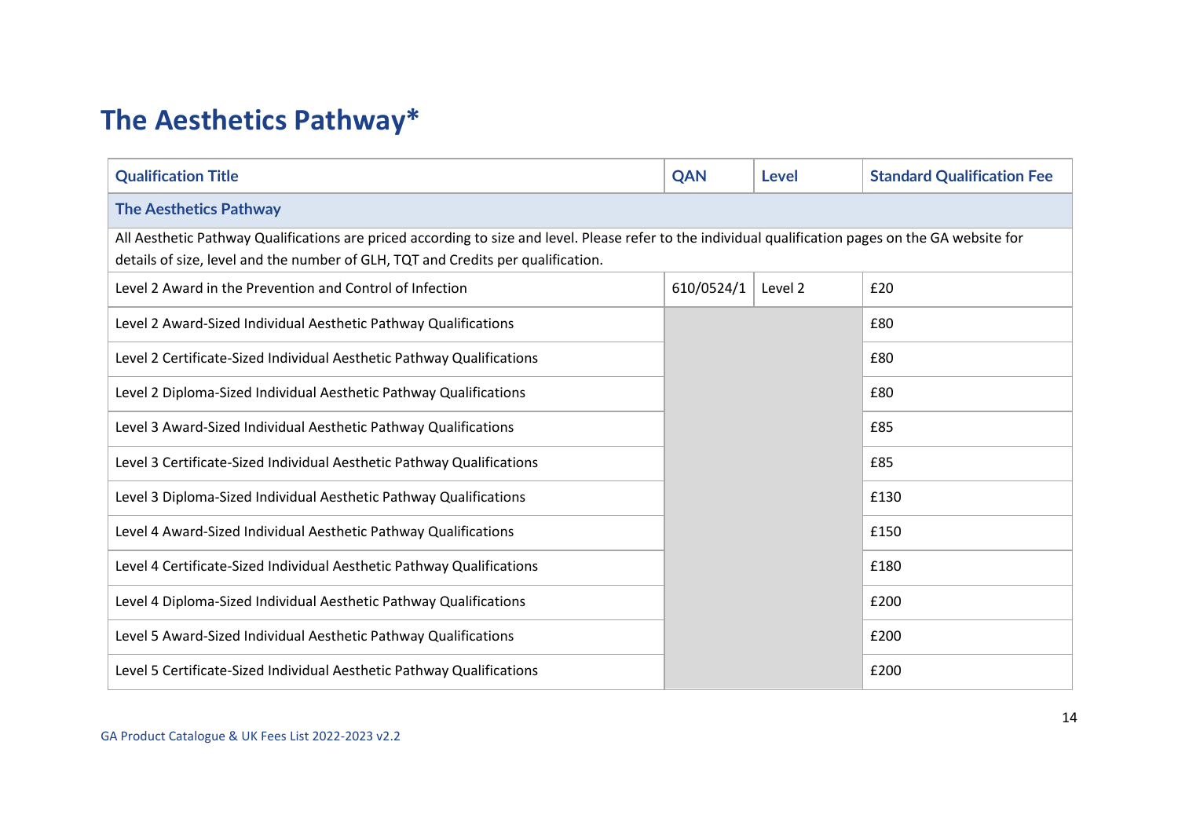# The Aesthetics Pathway*

| Qualification Title | QAN | Level | Standard Qualification Fee |
|---|---|---|---|
| **The Aesthetics Pathway** | | | |
| All Aesthetic Pathway Qualifications are priced according to size and level. Please refer to the individual qualification pages on the GA website for details of size, level and the number of GLH, TQT and Credits per qualification. | | | |
| Level 2 Award in the Prevention and Control of Infection | 610/0524/1 | Level 2 | £20 |
| Level 2 Award-Sized Individual Aesthetic Pathway Qualifications | | | £80 |
| Level 2 Certificate-Sized Individual Aesthetic Pathway Qualifications | | | £80 |
| Level 2 Diploma-Sized Individual Aesthetic Pathway Qualifications | | | £80 |
| Level 3 Award-Sized Individual Aesthetic Pathway Qualifications | | | £85 |
| Level 3 Certificate-Sized Individual Aesthetic Pathway Qualifications | | | £85 |
| Level 3 Diploma-Sized Individual Aesthetic Pathway Qualifications | | | £130 |
| Level 4 Award-Sized Individual Aesthetic Pathway Qualifications | | | £150 |
| Level 4 Certificate-Sized Individual Aesthetic Pathway Qualifications | | | £180 |
| Level 4 Diploma-Sized Individual Aesthetic Pathway Qualifications | | | £200 |
| Level 5 Award-Sized Individual Aesthetic Pathway Qualifications | | | £200 |
| Level 5 Certificate-Sized Individual Aesthetic Pathway Qualifications | | | £200 |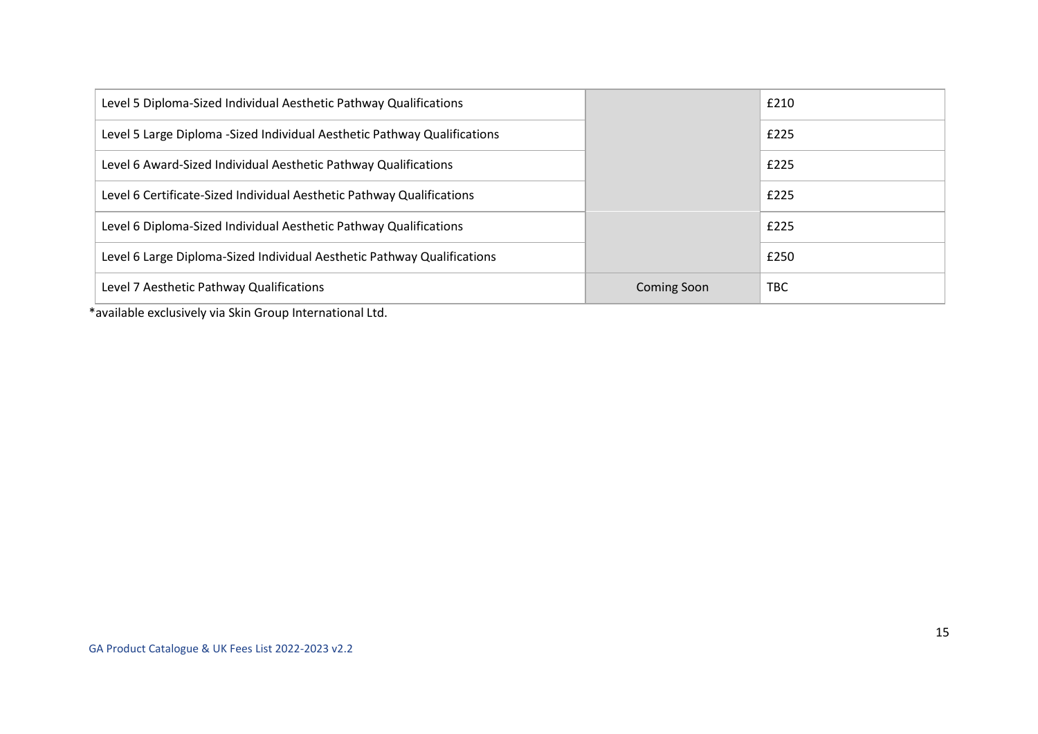| | | |
|---|---|---|
| Level 5 Diploma-Sized Individual Aesthetic Pathway Qualifications | | £210 |
| Level 5 Large Diploma -Sized Individual Aesthetic Pathway Qualifications | | £225 |
| Level 6 Award-Sized Individual Aesthetic Pathway Qualifications | | £225 |
| Level 6 Certificate-Sized Individual Aesthetic Pathway Qualifications | | £225 |
| Level 6 Diploma-Sized Individual Aesthetic Pathway Qualifications | | £225 |
| Level 6 Large Diploma-Sized Individual Aesthetic Pathway Qualifications | | £250 |
| Level 7 Aesthetic Pathway Qualifications | Coming Soon | TBC |

*available exclusively via Skin Group International Ltd.

GA Product Catalogue & UK Fees List 2022-2023 v2.2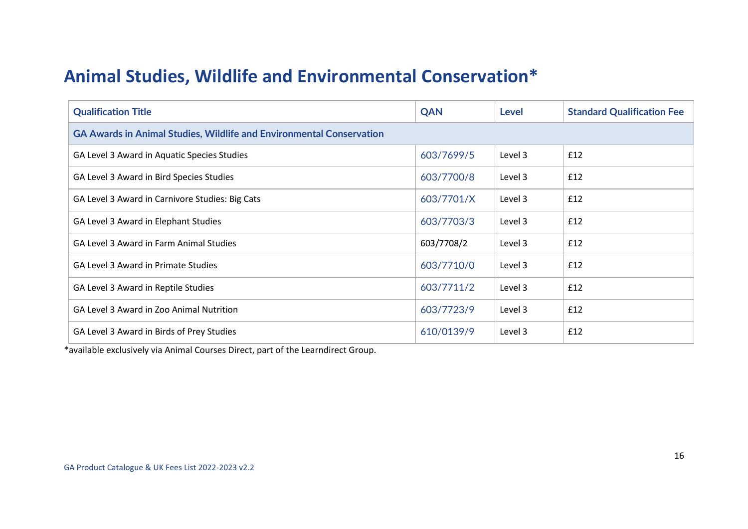# Animal Studies, Wildlife and Environmental Conservation*

| Qualification Title | QAN | Level | Standard Qualification Fee |
| --- | --- | --- | --- |
| **GA Awards in Animal Studies, Wildlife and Environmental Conservation** | | | |
| GA Level 3 Award in Aquatic Species Studies | 603/7699/5 | Level 3 | £12 |
| GA Level 3 Award in Bird Species Studies | 603/7700/8 | Level 3 | £12 |
| GA Level 3 Award in Carnivore Studies: Big Cats | 603/7701/X | Level 3 | £12 |
| GA Level 3 Award in Elephant Studies | 603/7703/3 | Level 3 | £12 |
| GA Level 3 Award in Farm Animal Studies | 603/7708/2 | Level 3 | £12 |
| GA Level 3 Award in Primate Studies | 603/7710/0 | Level 3 | £12 |
| GA Level 3 Award in Reptile Studies | 603/7711/2 | Level 3 | £12 |
| GA Level 3 Award in Zoo Animal Nutrition | 603/7723/9 | Level 3 | £12 |
| GA Level 3 Award in Birds of Prey Studies | 610/0139/9 | Level 3 | £12 |

*available exclusively via Animal Courses Direct, part of the Learndirect Group.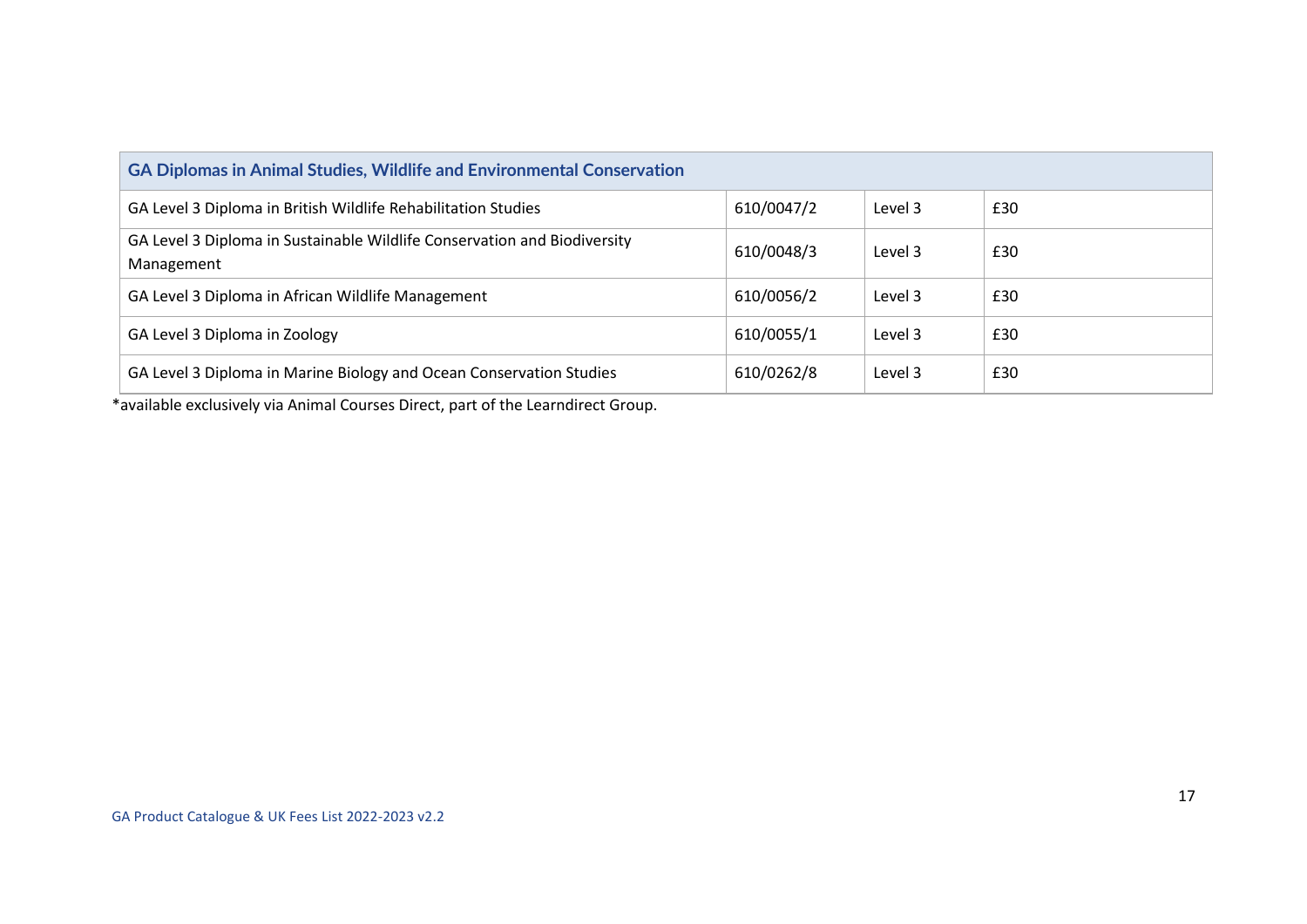| GA Diplomas in Animal Studies, Wildlife and Environmental Conservation | | | |
| --- | --- | --- | --- |
| GA Level 3 Diploma in British Wildlife Rehabilitation Studies | 610/0047/2 | Level 3 | £30 |
| GA Level 3 Diploma in Sustainable Wildlife Conservation and Biodiversity Management | 610/0048/3 | Level 3 | £30 |
| GA Level 3 Diploma in African Wildlife Management | 610/0056/2 | Level 3 | £30 |
| GA Level 3 Diploma in Zoology | 610/0055/1 | Level 3 | £30 |
| GA Level 3 Diploma in Marine Biology and Ocean Conservation Studies | 610/0262/8 | Level 3 | £30 |

*available exclusively via Animal Courses Direct, part of the Learndirect Group.